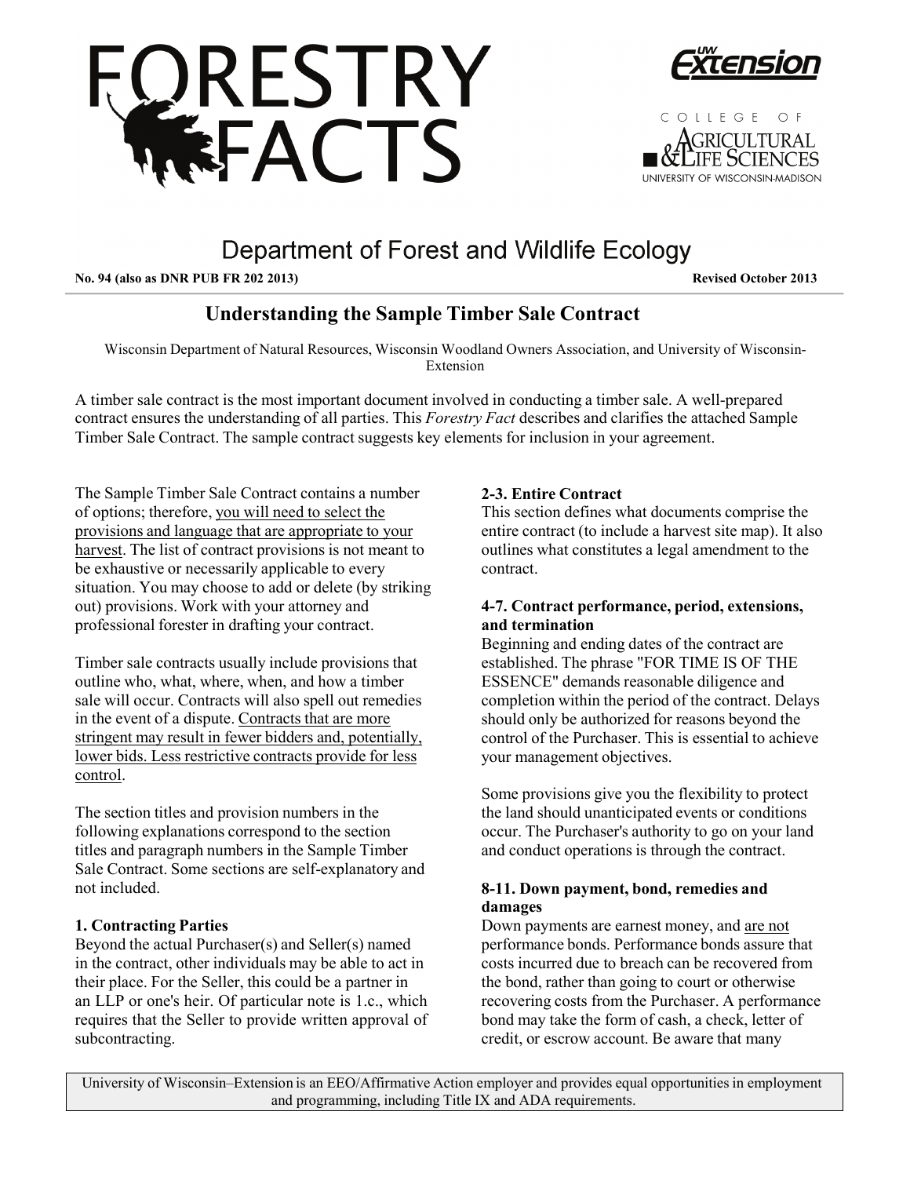# FORESTRY FACTS

UW Extension

COLLEGE OF AGRICULTURAL & LIFE SCIENCES
UNIVERSITY OF WISCONSIN-MADISON

## Department of Forest and Wildlife Ecology

**No. 94 (also as DNR PUB FR 202 2013)** **Revised October 2013**

## Understanding the Sample Timber Sale Contract

Wisconsin Department of Natural Resources, Wisconsin Woodland Owners Association, and University of Wisconsin-Extension

A timber sale contract is the most important document involved in conducting a timber sale. A well-prepared contract ensures the understanding of all parties. This *Forestry Fact* describes and clarifies the attached Sample Timber Sale Contract. The sample contract suggests key elements for inclusion in your agreement.

The Sample Timber Sale Contract contains a number of options; therefore, <u>you will need to select the provisions and language that are appropriate to your harvest</u>. The list of contract provisions is not meant to be exhaustive or necessarily applicable to every situation. You may choose to add or delete (by striking out) provisions. Work with your attorney and professional forester in drafting your contract.

Timber sale contracts usually include provisions that outline who, what, where, when, and how a timber sale will occur. Contracts will also spell out remedies in the event of a dispute. <u>Contracts that are more stringent may result in fewer bidders and, potentially, lower bids. Less restrictive contracts provide for less control</u>.

The section titles and provision numbers in the following explanations correspond to the section titles and paragraph numbers in the Sample Timber Sale Contract. Some sections are self-explanatory and not included.

#### 1. Contracting Parties

Beyond the actual Purchaser(s) and Seller(s) named in the contract, other individuals may be able to act in their place. For the Seller, this could be a partner in an LLP or one's heir. Of particular note is 1.c., which requires that the Seller to provide written approval of subcontracting.

#### 2-3. Entire Contract

This section defines what documents comprise the entire contract (to include a harvest site map). It also outlines what constitutes a legal amendment to the contract.

#### 4-7. Contract performance, period, extensions, and termination

Beginning and ending dates of the contract are established. The phrase "FOR TIME IS OF THE ESSENCE" demands reasonable diligence and completion within the period of the contract. Delays should only be authorized for reasons beyond the control of the Purchaser. This is essential to achieve your management objectives.

Some provisions give you the flexibility to protect the land should unanticipated events or conditions occur. The Purchaser's authority to go on your land and conduct operations is through the contract.

#### 8-11. Down payment, bond, remedies and damages

Down payments are earnest money, and <u>are not</u> performance bonds. Performance bonds assure that costs incurred due to breach can be recovered from the bond, rather than going to court or otherwise recovering costs from the Purchaser. A performance bond may take the form of cash, a check, letter of credit, or escrow account. Be aware that many

University of Wisconsin–Extension is an EEO/Affirmative Action employer and provides equal opportunities in employment and programming, including Title IX and ADA requirements.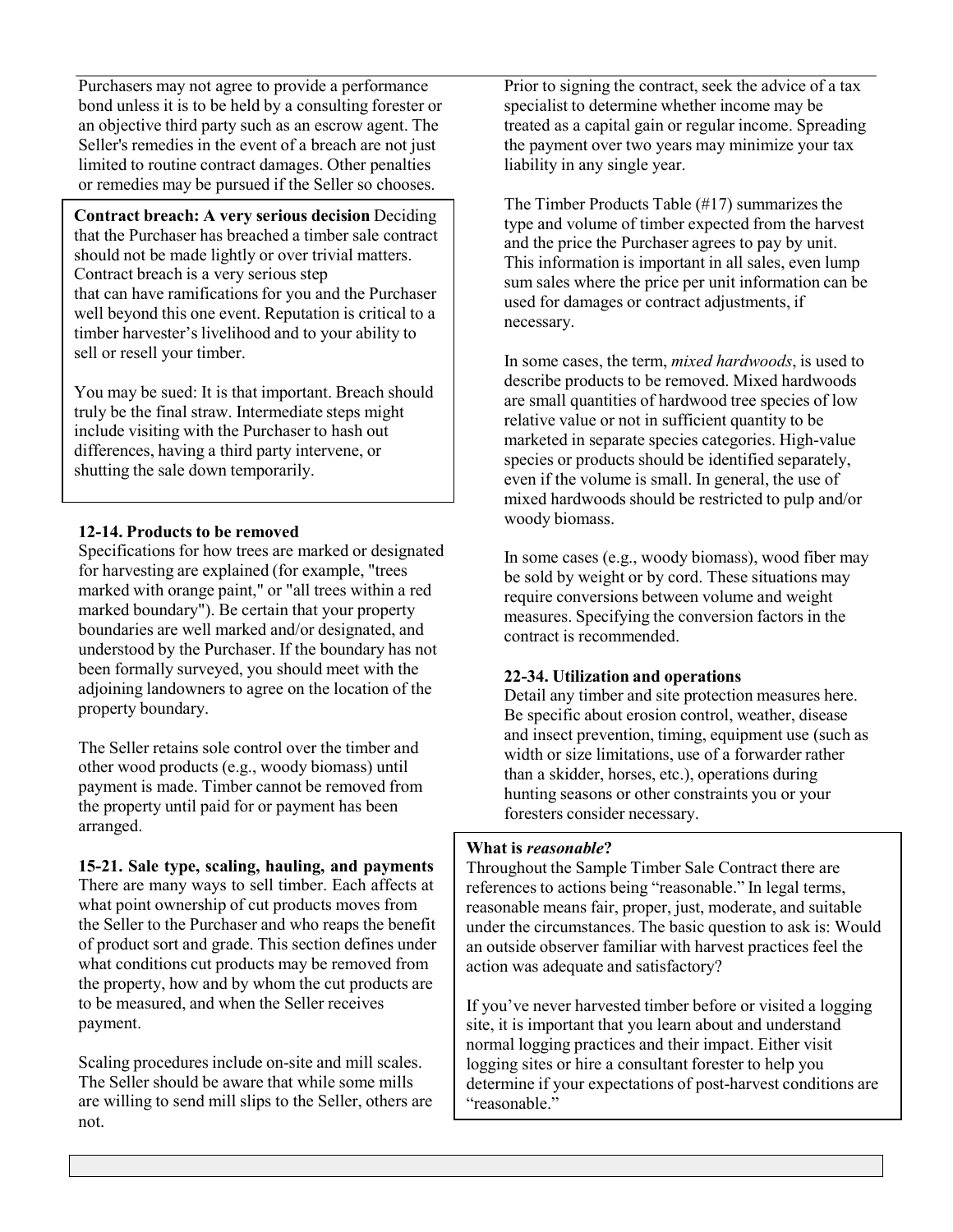Purchasers may not agree to provide a performance bond unless it is to be held by a consulting forester or an objective third party such as an escrow agent. The Seller's remedies in the event of a breach are not just limited to routine contract damages. Other penalties or remedies may be pursued if the Seller so chooses.

**Contract breach: A very serious decision** Deciding that the Purchaser has breached a timber sale contract should not be made lightly or over trivial matters. Contract breach is a very serious step that can have ramifications for you and the Purchaser well beyond this one event. Reputation is critical to a timber harvester's livelihood and to your ability to sell or resell your timber.

You may be sued: It is that important. Breach should truly be the final straw. Intermediate steps might include visiting with the Purchaser to hash out differences, having a third party intervene, or shutting the sale down temporarily.

**12-14. Products to be removed**
Specifications for how trees are marked or designated for harvesting are explained (for example, "trees marked with orange paint," or "all trees within a red marked boundary"). Be certain that your property boundaries are well marked and/or designated, and understood by the Purchaser. If the boundary has not been formally surveyed, you should meet with the adjoining landowners to agree on the location of the property boundary.

The Seller retains sole control over the timber and other wood products (e.g., woody biomass) until payment is made. Timber cannot be removed from the property until paid for or payment has been arranged.

**15-21. Sale type, scaling, hauling, and payments**
There are many ways to sell timber. Each affects at what point ownership of cut products moves from the Seller to the Purchaser and who reaps the benefit of product sort and grade. This section defines under what conditions cut products may be removed from the property, how and by whom the cut products are to be measured, and when the Seller receives payment.

Scaling procedures include on-site and mill scales. The Seller should be aware that while some mills are willing to send mill slips to the Seller, others are not.

Prior to signing the contract, seek the advice of a tax specialist to determine whether income may be treated as a capital gain or regular income. Spreading the payment over two years may minimize your tax liability in any single year.

The Timber Products Table (#17) summarizes the type and volume of timber expected from the harvest and the price the Purchaser agrees to pay by unit. This information is important in all sales, even lump sum sales where the price per unit information can be used for damages or contract adjustments, if necessary.

In some cases, the term, *mixed hardwoods*, is used to describe products to be removed. Mixed hardwoods are small quantities of hardwood tree species of low relative value or not in sufficient quantity to be marketed in separate species categories. High-value species or products should be identified separately, even if the volume is small. In general, the use of mixed hardwoods should be restricted to pulp and/or woody biomass.

In some cases (e.g., woody biomass), wood fiber may be sold by weight or by cord. These situations may require conversions between volume and weight measures. Specifying the conversion factors in the contract is recommended.

**22-34. Utilization and operations**
Detail any timber and site protection measures here. Be specific about erosion control, weather, disease and insect prevention, timing, equipment use (such as width or size limitations, use of a forwarder rather than a skidder, horses, etc.), operations during hunting seasons or other constraints you or your foresters consider necessary.

**What is *reasonable*?**
Throughout the Sample Timber Sale Contract there are references to actions being "reasonable." In legal terms, reasonable means fair, proper, just, moderate, and suitable under the circumstances. The basic question to ask is: Would an outside observer familiar with harvest practices feel the action was adequate and satisfactory?

If you've never harvested timber before or visited a logging site, it is important that you learn about and understand normal logging practices and their impact. Either visit logging sites or hire a consultant forester to help you determine if your expectations of post-harvest conditions are "reasonable."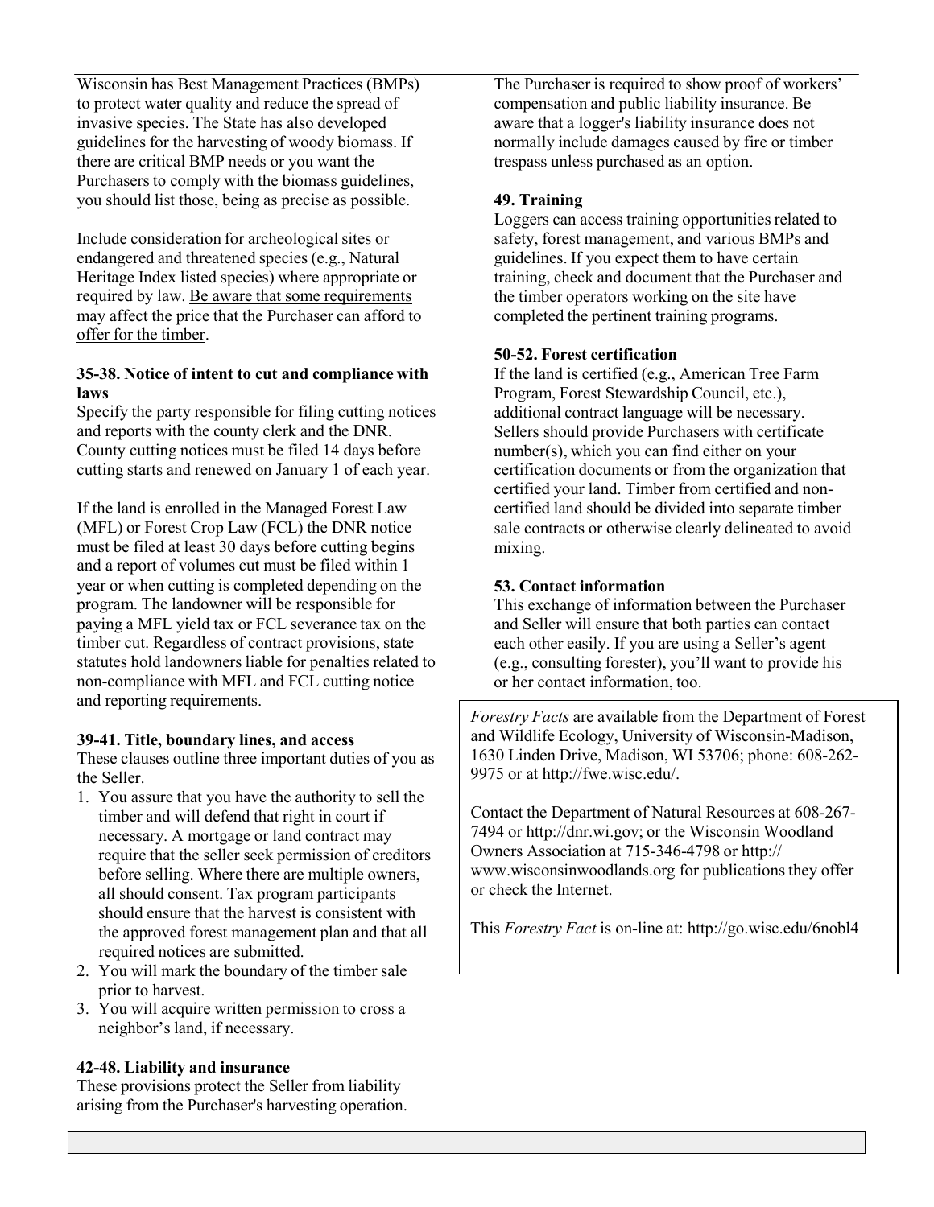Wisconsin has Best Management Practices (BMPs) to protect water quality and reduce the spread of invasive species. The State has also developed guidelines for the harvesting of woody biomass. If there are critical BMP needs or you want the Purchasers to comply with the biomass guidelines, you should list those, being as precise as possible.

Include consideration for archeological sites or endangered and threatened species (e.g., Natural Heritage Index listed species) where appropriate or required by law. <u>Be aware that some requirements may affect the price that the Purchaser can afford to offer for the timber</u>.

**35-38. Notice of intent to cut and compliance with laws**

Specify the party responsible for filing cutting notices and reports with the county clerk and the DNR. County cutting notices must be filed 14 days before cutting starts and renewed on January 1 of each year.

If the land is enrolled in the Managed Forest Law (MFL) or Forest Crop Law (FCL) the DNR notice must be filed at least 30 days before cutting begins and a report of volumes cut must be filed within 1 year or when cutting is completed depending on the program. The landowner will be responsible for paying a MFL yield tax or FCL severance tax on the timber cut. Regardless of contract provisions, state statutes hold landowners liable for penalties related to non-compliance with MFL and FCL cutting notice and reporting requirements.

**39-41. Title, boundary lines, and access**

These clauses outline three important duties of you as the Seller.

1. You assure that you have the authority to sell the timber and will defend that right in court if necessary. A mortgage or land contract may require that the seller seek permission of creditors before selling. Where there are multiple owners, all should consent. Tax program participants should ensure that the harvest is consistent with the approved forest management plan and that all required notices are submitted.
2. You will mark the boundary of the timber sale prior to harvest.
3. You will acquire written permission to cross a neighbor's land, if necessary.

**42-48. Liability and insurance**

These provisions protect the Seller from liability arising from the Purchaser's harvesting operation. The Purchaser is required to show proof of workers' compensation and public liability insurance. Be aware that a logger's liability insurance does not normally include damages caused by fire or timber trespass unless purchased as an option.

**49. Training**

Loggers can access training opportunities related to safety, forest management, and various BMPs and guidelines. If you expect them to have certain training, check and document that the Purchaser and the timber operators working on the site have completed the pertinent training programs.

**50-52. Forest certification**

If the land is certified (e.g., American Tree Farm Program, Forest Stewardship Council, etc.), additional contract language will be necessary. Sellers should provide Purchasers with certificate number(s), which you can find either on your certification documents or from the organization that certified your land. Timber from certified and non-certified land should be divided into separate timber sale contracts or otherwise clearly delineated to avoid mixing.

**53. Contact information**

This exchange of information between the Purchaser and Seller will ensure that both parties can contact each other easily. If you are using a Seller's agent (e.g., consulting forester), you'll want to provide his or her contact information, too.

*Forestry Facts* are available from the Department of Forest and Wildlife Ecology, University of Wisconsin-Madison, 1630 Linden Drive, Madison, WI 53706; phone: 608-262-9975 or at http://fwe.wisc.edu/.

Contact the Department of Natural Resources at 608-267-7494 or http://dnr.wi.gov; or the Wisconsin Woodland Owners Association at 715-346-4798 or http://www.wisconsinwoodlands.org for publications they offer or check the Internet.

This *Forestry Fact* is on-line at: http://go.wisc.edu/6nobl4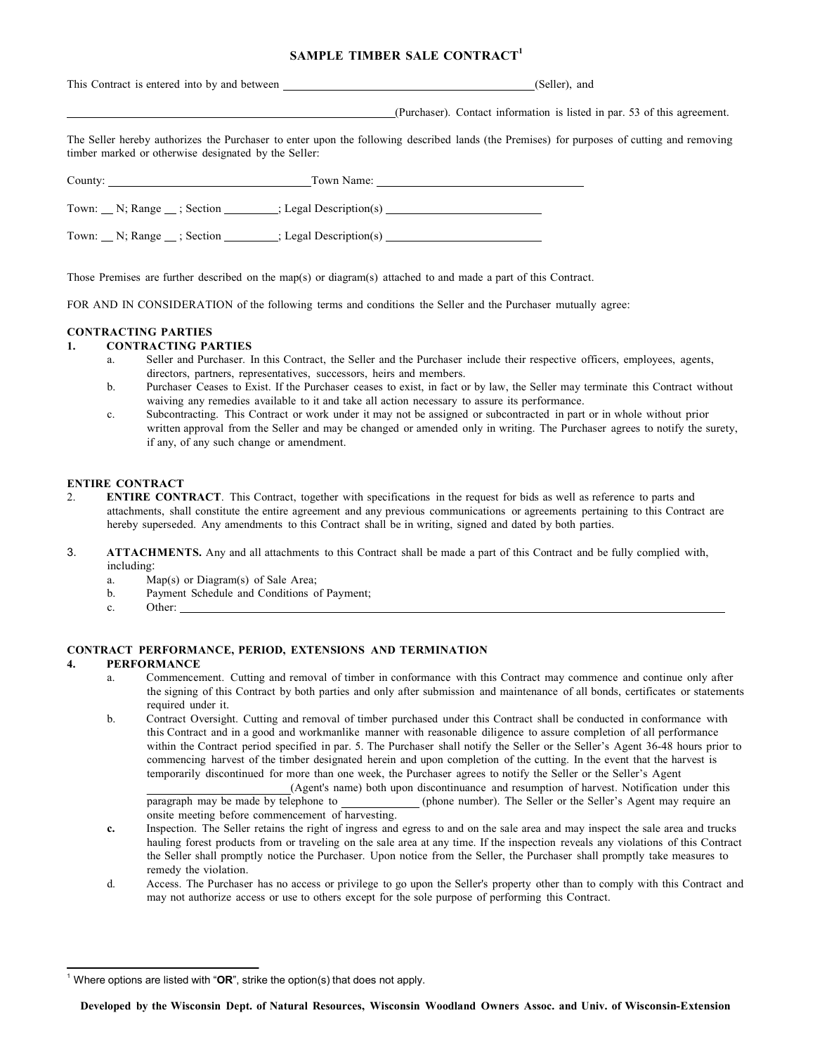# SAMPLE TIMBER SALE CONTRACT[1]

This Contract is entered into by and between ___________________________________________(Seller), and

___________________________________________________________(Purchaser). Contact information is listed in par. 53 of this agreement.

The Seller hereby authorizes the Purchaser to enter upon the following described lands (the Premises) for purposes of cutting and removing timber marked or otherwise designated by the Seller:

County: ________________________________ Town Name: ___________________________________

Town: __ N; Range __ ; Section _________; Legal Description(s) __________________________

Town: __ N; Range __ ; Section _________; Legal Description(s) __________________________

Those Premises are further described on the map(s) or diagram(s) attached to and made a part of this Contract.

FOR AND IN CONSIDERATION of the following terms and conditions the Seller and the Purchaser mutually agree:

## CONTRACTING PARTIES

### 1. CONTRACTING PARTIES

a. Seller and Purchaser. In this Contract, the Seller and the Purchaser include their respective officers, employees, agents, directors, partners, representatives, successors, heirs and members.

b. Purchaser Ceases to Exist. If the Purchaser ceases to exist, in fact or by law, the Seller may terminate this Contract without waiving any remedies available to it and take all action necessary to assure its performance.

c. Subcontracting. This Contract or work under it may not be assigned or subcontracted in part or in whole without prior written approval from the Seller and may be changed or amended only in writing. The Purchaser agrees to notify the surety, if any, of any such change or amendment.

## ENTIRE CONTRACT

2. **ENTIRE CONTRACT**. This Contract, together with specifications in the request for bids as well as reference to parts and attachments, shall constitute the entire agreement and any previous communications or agreements pertaining to this Contract are hereby superseded. Any amendments to this Contract shall be in writing, signed and dated by both parties.

3. **ATTACHMENTS.** Any and all attachments to this Contract shall be made a part of this Contract and be fully complied with, including:

   a. Map(s) or Diagram(s) of Sale Area;
   
   b. Payment Schedule and Conditions of Payment;
   
   c. Other: ____________________________________________________________________________

## CONTRACT PERFORMANCE, PERIOD, EXTENSIONS AND TERMINATION

### 4. PERFORMANCE

a. Commencement. Cutting and removal of timber in conformance with this Contract may commence and continue only after the signing of this Contract by both parties and only after submission and maintenance of all bonds, certificates or statements required under it.

b. Contract Oversight. Cutting and removal of timber purchased under this Contract shall be conducted in conformance with this Contract and in a good and workmanlike manner with reasonable diligence to assure completion of all performance within the Contract period specified in par. 5. The Purchaser shall notify the Seller or the Seller's Agent 36-48 hours prior to commencing harvest of the timber designated herein and upon completion of the cutting. In the event that the harvest is temporarily discontinued for more than one week, the Purchaser agrees to notify the Seller or the Seller's Agent ________________________(Agent's name) both upon discontinuance and resumption of harvest. Notification under this paragraph may be made by telephone to _____________ (phone number). The Seller or the Seller's Agent may require an onsite meeting before commencement of harvesting.

**c.** Inspection. The Seller retains the right of ingress and egress to and on the sale area and may inspect the sale area and trucks hauling forest products from or traveling on the sale area at any time. If the inspection reveals any violations of this Contract the Seller shall promptly notice the Purchaser. Upon notice from the Seller, the Purchaser shall promptly take measures to remedy the violation.

d. Access. The Purchaser has no access or privilege to go upon the Seller's property other than to comply with this Contract and may not authorize access or use to others except for the sole purpose of performing this Contract.

[1] Where options are listed with "**OR**", strike the option(s) that does not apply.

**Developed by the Wisconsin Dept. of Natural Resources, Wisconsin Woodland Owners Assoc. and Univ. of Wisconsin-Extension**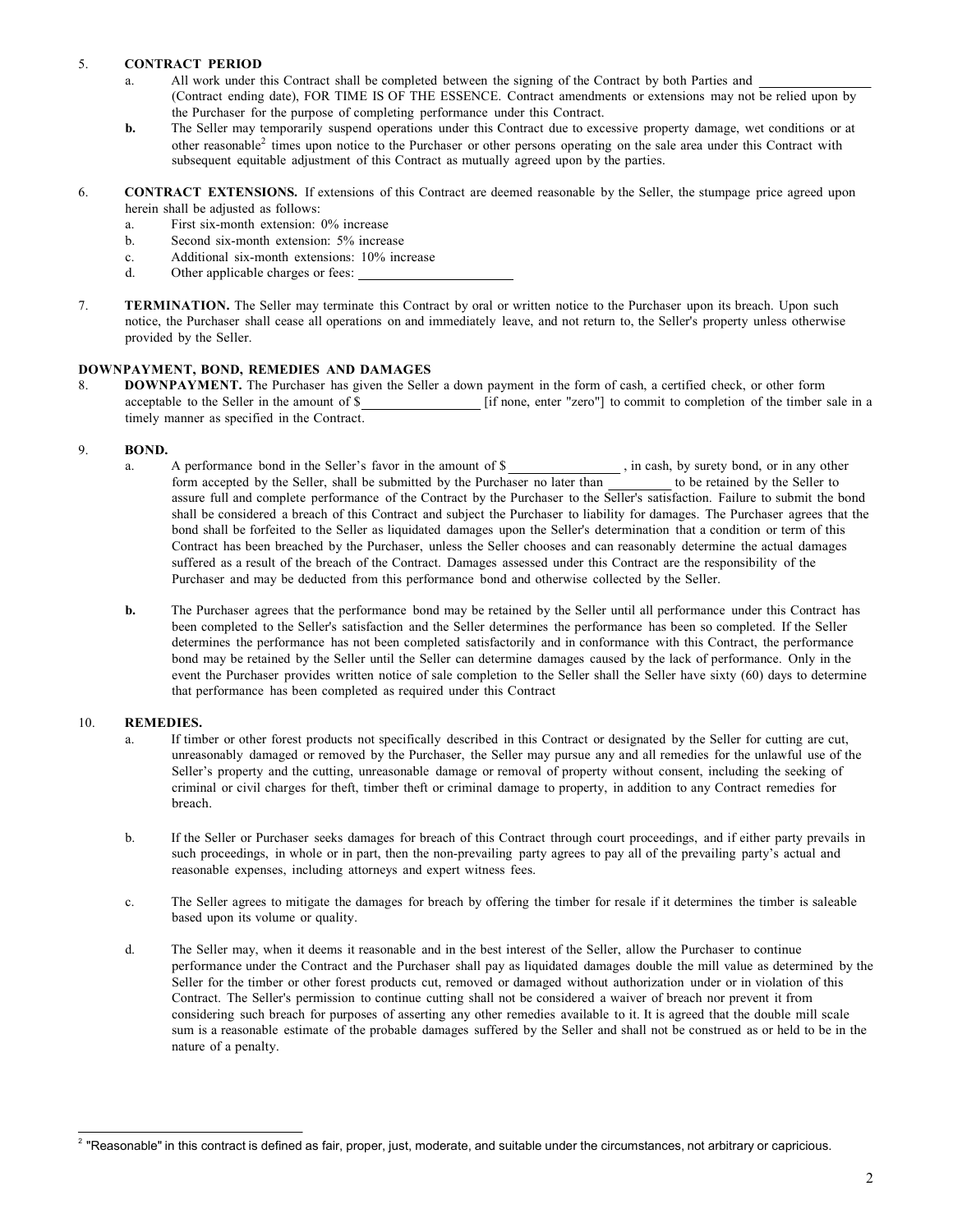5. **CONTRACT PERIOD**
   a. All work under this Contract shall be completed between the signing of the Contract by both Parties and ________________ (Contract ending date), FOR TIME IS OF THE ESSENCE. Contract amendments or extensions may not be relied upon by the Purchaser for the purpose of completing performance under this Contract.
   **b.** The Seller may temporarily suspend operations under this Contract due to excessive property damage, wet conditions or at other reasonable[2] times upon notice to the Purchaser or other persons operating on the sale area under this Contract with subsequent equitable adjustment of this Contract as mutually agreed upon by the parties.

6. **CONTRACT EXTENSIONS.** If extensions of this Contract are deemed reasonable by the Seller, the stumpage price agreed upon herein shall be adjusted as follows:
   a. First six-month extension: 0% increase
   b. Second six-month extension: 5% increase
   c. Additional six-month extensions: 10% increase
   d. Other applicable charges or fees: ______________________

7. **TERMINATION.** The Seller may terminate this Contract by oral or written notice to the Purchaser upon its breach. Upon such notice, the Purchaser shall cease all operations on and immediately leave, and not return to, the Seller's property unless otherwise provided by the Seller.

**DOWNPAYMENT, BOND, REMEDIES AND DAMAGES**

8. **DOWNPAYMENT.** The Purchaser has given the Seller a down payment in the form of cash, a certified check, or other form acceptable to the Seller in the amount of $________________ [if none, enter "zero"] to commit to completion of the timber sale in a timely manner as specified in the Contract.

9. **BOND.**
   a. A performance bond in the Seller's favor in the amount of $________________, in cash, by surety bond, or in any other form accepted by the Seller, shall be submitted by the Purchaser no later than _________ to be retained by the Seller to assure full and complete performance of the Contract by the Purchaser to the Seller's satisfaction. Failure to submit the bond shall be considered a breach of this Contract and subject the Purchaser to liability for damages. The Purchaser agrees that the bond shall be forfeited to the Seller as liquidated damages upon the Seller's determination that a condition or term of this Contract has been breached by the Purchaser, unless the Seller chooses and can reasonably determine the actual damages suffered as a result of the breach of the Contract. Damages assessed under this Contract are the responsibility of the Purchaser and may be deducted from this performance bond and otherwise collected by the Seller.

   **b.** The Purchaser agrees that the performance bond may be retained by the Seller until all performance under this Contract has been completed to the Seller's satisfaction and the Seller determines the performance has been so completed. If the Seller determines the performance has not been completed satisfactorily and in conformance with this Contract, the performance bond may be retained by the Seller until the Seller can determine damages caused by the lack of performance. Only in the event the Purchaser provides written notice of sale completion to the Seller shall the Seller have sixty (60) days to determine that performance has been completed as required under this Contract

10. **REMEDIES.**
    a. If timber or other forest products not specifically described in this Contract or designated by the Seller for cutting are cut, unreasonably damaged or removed by the Purchaser, the Seller may pursue any and all remedies for the unlawful use of the Seller's property and the cutting, unreasonable damage or removal of property without consent, including the seeking of criminal or civil charges for theft, timber theft or criminal damage to property, in addition to any Contract remedies for breach.

    b. If the Seller or Purchaser seeks damages for breach of this Contract through court proceedings, and if either party prevails in such proceedings, in whole or in part, then the non-prevailing party agrees to pay all of the prevailing party's actual and reasonable expenses, including attorneys and expert witness fees.

    c. The Seller agrees to mitigate the damages for breach by offering the timber for resale if it determines the timber is saleable based upon its volume or quality.

    d. The Seller may, when it deems it reasonable and in the best interest of the Seller, allow the Purchaser to continue performance under the Contract and the Purchaser shall pay as liquidated damages double the mill value as determined by the Seller for the timber or other forest products cut, removed or damaged without authorization under or in violation of this Contract. The Seller's permission to continue cutting shall not be considered a waiver of breach nor prevent it from considering such breach for purposes of asserting any other remedies available to it. It is agreed that the double mill scale sum is a reasonable estimate of the probable damages suffered by the Seller and shall not be construed as or held to be in the nature of a penalty.

[2] "Reasonable" in this contract is defined as fair, proper, just, moderate, and suitable under the circumstances, not arbitrary or capricious.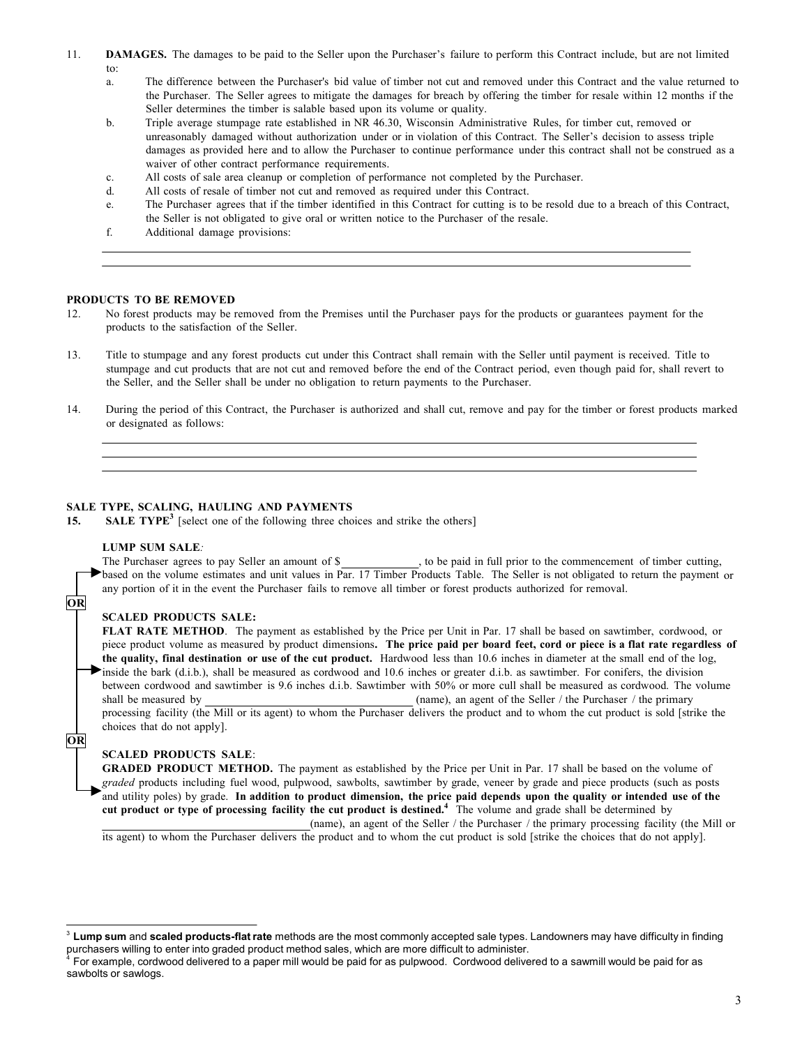11. **DAMAGES.** The damages to be paid to the Seller upon the Purchaser's failure to perform this Contract include, but are not limited to:
    a. The difference between the Purchaser's bid value of timber not cut and removed under this Contract and the value returned to the Purchaser. The Seller agrees to mitigate the damages for breach by offering the timber for resale within 12 months if the Seller determines the timber is salable based upon its volume or quality.
    b. Triple average stumpage rate established in NR 46.30, Wisconsin Administrative Rules, for timber cut, removed or unreasonably damaged without authorization under or in violation of this Contract. The Seller's decision to assess triple damages as provided here and to allow the Purchaser to continue performance under this contract shall not be construed as a waiver of other contract performance requirements.
    c. All costs of sale area cleanup or completion of performance not completed by the Purchaser.
    d. All costs of resale of timber not cut and removed as required under this Contract.
    e. The Purchaser agrees that if the timber identified in this Contract for cutting is to be resold due to a breach of this Contract, the Seller is not obligated to give oral or written notice to the Purchaser of the resale.
    f. Additional damage provisions:

    ______________________________________________________________________________

    ______________________________________________________________________________

**PRODUCTS TO BE REMOVED**

12. No forest products may be removed from the Premises until the Purchaser pays for the products or guarantees payment for the products to the satisfaction of the Seller.

13. Title to stumpage and any forest products cut under this Contract shall remain with the Seller until payment is received. Title to stumpage and cut products that are not cut and removed before the end of the Contract period, even though paid for, shall revert to the Seller, and the Seller shall be under no obligation to return payments to the Purchaser.

14. During the period of this Contract, the Purchaser is authorized and shall cut, remove and pay for the timber or forest products marked or designated as follows:

    ______________________________________________________________________________

    ______________________________________________________________________________

    ______________________________________________________________________________

**SALE TYPE, SCALING, HAULING AND PAYMENTS**

15. **SALE TYPE**[3] [select one of the following three choices and strike the others]

**LUMP SUM SALE***:*
The Purchaser agrees to pay Seller an amount of $_____________, to be paid in full prior to the commencement of timber cutting, based on the volume estimates and unit values in Par. 17 Timber Products Table. The Seller is not obligated to return the payment or any portion of it in the event the Purchaser fails to remove all timber or forest products authorized for removal.

**OR**

**SCALED PRODUCTS SALE:**
**FLAT RATE METHOD**. The payment as established by the Price per Unit in Par. 17 shall be based on sawtimber, cordwood, or piece product volume as measured by product dimensions**. The price paid per board feet, cord or piece is a flat rate regardless of the quality, final destination or use of the cut product.** Hardwood less than 10.6 inches in diameter at the small end of the log, inside the bark (d.i.b.), shall be measured as cordwood and 10.6 inches or greater d.i.b. as sawtimber. For conifers, the division between cordwood and sawtimber is 9.6 inches d.i.b. Sawtimber with 50% or more cull shall be measured as cordwood. The volume shall be measured by ___________________________________ (name), an agent of the Seller / the Purchaser / the primary processing facility (the Mill or its agent) to whom the Purchaser delivers the product and to whom the cut product is sold [strike the choices that do not apply].

**OR**

**SCALED PRODUCTS SALE**:
**GRADED PRODUCT METHOD.** The payment as established by the Price per Unit in Par. 17 shall be based on the volume of *graded* products including fuel wood, pulpwood, sawbolts, sawtimber by grade, veneer by grade and piece products (such as posts and utility poles) by grade. **In addition to product dimension, the price paid depends upon the quality or intended use of the cut product or type of processing facility the cut product is destined.**[4] The volume and grade shall be determined by ___________________________________(name), an agent of the Seller / the Purchaser / the primary processing facility (the Mill or its agent) to whom the Purchaser delivers the product and to whom the cut product is sold [strike the choices that do not apply].

---

[3] **Lump sum** and **scaled products-flat rate** methods are the most commonly accepted sale types. Landowners may have difficulty in finding purchasers willing to enter into graded product method sales, which are more difficult to administer.

[4] For example, cordwood delivered to a paper mill would be paid for as pulpwood. Cordwood delivered to a sawmill would be paid for as sawbolts or sawlogs.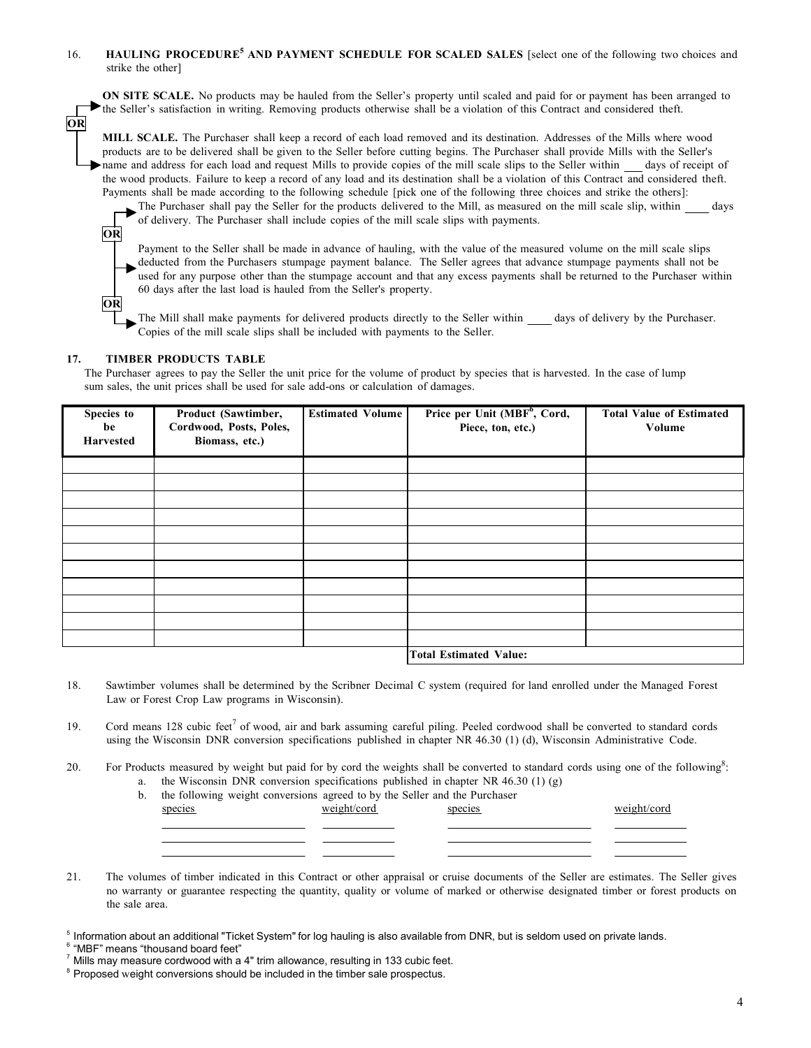16. **HAULING PROCEDURE[5] AND PAYMENT SCHEDULE FOR SCALED SALES** [select one of the following two choices and strike the other]

**ON SITE SCALE.** No products may be hauled from the Seller's property until scaled and paid for or payment has been arranged to the Seller's satisfaction in writing. Removing products otherwise shall be a violation of this Contract and considered theft.

**OR**

**MILL SCALE.** The Purchaser shall keep a record of each load removed and its destination. Addresses of the Mills where wood products are to be delivered shall be given to the Seller before cutting begins. The Purchaser shall provide Mills with the Seller's name and address for each load and request Mills to provide copies of the mill scale slips to the Seller within ___ days of receipt of the wood products. Failure to keep a record of any load and its destination shall be a violation of this Contract and considered theft. Payments shall be made according to the following schedule [pick one of the following three choices and strike the others]:

- The Purchaser shall pay the Seller for the products delivered to the Mill, as measured on the mill scale slip, within ____ days of delivery. The Purchaser shall include copies of the mill scale slips with payments.

**OR**

- Payment to the Seller shall be made in advance of hauling, with the value of the measured volume on the mill scale slips deducted from the Purchasers stumpage payment balance. The Seller agrees that advance stumpage payments shall not be used for any purpose other than the stumpage account and that any excess payments shall be returned to the Purchaser within 60 days after the last load is hauled from the Seller's property.

**OR**

- The Mill shall make payments for delivered products directly to the Seller within ____ days of delivery by the Purchaser. Copies of the mill scale slips shall be included with payments to the Seller.

**17. TIMBER PRODUCTS TABLE**

The Purchaser agrees to pay the Seller the unit price for the volume of product by species that is harvested. In the case of lump sum sales, the unit prices shall be used for sale add-ons or calculation of damages.

| Species to be Harvested | Product (Sawtimber, Cordwood, Posts, Poles, Biomass, etc.) | Estimated Volume | Price per Unit (MBF[6], Cord, Piece, ton, etc.) | Total Value of Estimated Volume |
|---|---|---|---|---|
| | | | | |
| | | | | |
| | | | | |
| | | | | |
| | | | | |
| | | | | |
| | | | | |
| | | | | |
| | | | | |
| | | | | |
| | | | | |
| | | | **Total Estimated Value:** | |

18. Sawtimber volumes shall be determined by the Scribner Decimal C system (required for land enrolled under the Managed Forest Law or Forest Crop Law programs in Wisconsin).

19. Cord means 128 cubic feet[7] of wood, air and bark assuming careful piling. Peeled cordwood shall be converted to standard cords using the Wisconsin DNR conversion specifications published in chapter NR 46.30 (1) (d), Wisconsin Administrative Code.

20. For Products measured by weight but paid for by cord the weights shall be converted to standard cords using one of the following[8]:
    a. the Wisconsin DNR conversion specifications published in chapter NR 46.30 (1) (g)
    b. the following weight conversions agreed to by the Seller and the Purchaser

| species | weight/cord | species | weight/cord |
|---|---|---|---|
| | | | |
| | | | |
| | | | |

21. The volumes of timber indicated in this Contract or other appraisal or cruise documents of the Seller are estimates. The Seller gives no warranty or guarantee respecting the quantity, quality or volume of marked or otherwise designated timber or forest products on the sale area.

[5] Information about an additional "Ticket System" for log hauling is also available from DNR, but is seldom used on private lands.

[6] "MBF" means "thousand board feet"

[7] Mills may measure cordwood with a 4" trim allowance, resulting in 133 cubic feet.

[8] Proposed weight conversions should be included in the timber sale prospectus.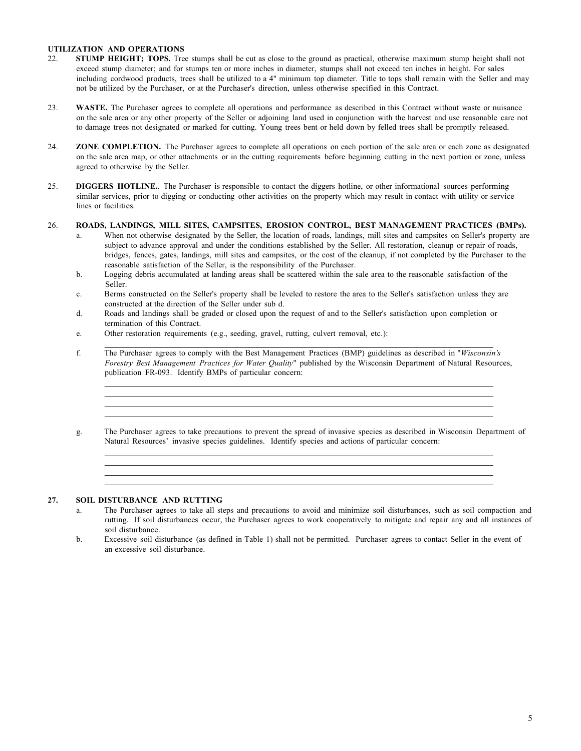**UTILIZATION AND OPERATIONS**

22. **STUMP HEIGHT; TOPS.** Tree stumps shall be cut as close to the ground as practical, otherwise maximum stump height shall not exceed stump diameter; and for stumps ten or more inches in diameter, stumps shall not exceed ten inches in height. For sales including cordwood products, trees shall be utilized to a 4" minimum top diameter. Title to tops shall remain with the Seller and may not be utilized by the Purchaser, or at the Purchaser's direction, unless otherwise specified in this Contract.

23. **WASTE.** The Purchaser agrees to complete all operations and performance as described in this Contract without waste or nuisance on the sale area or any other property of the Seller or adjoining land used in conjunction with the harvest and use reasonable care not to damage trees not designated or marked for cutting. Young trees bent or held down by felled trees shall be promptly released.

24. **ZONE COMPLETION.** The Purchaser agrees to complete all operations on each portion of the sale area or each zone as designated on the sale area map, or other attachments or in the cutting requirements before beginning cutting in the next portion or zone, unless agreed to otherwise by the Seller.

25. **DIGGERS HOTLINE.**. The Purchaser is responsible to contact the diggers hotline, or other informational sources performing similar services, prior to digging or conducting other activities on the property which may result in contact with utility or service lines or facilities.

26. **ROADS, LANDINGS, MILL SITES, CAMPSITES, EROSION CONTROL, BEST MANAGEMENT PRACTICES (BMPs).**
    a. When not otherwise designated by the Seller, the location of roads, landings, mill sites and campsites on Seller's property are subject to advance approval and under the conditions established by the Seller. All restoration, cleanup or repair of roads, bridges, fences, gates, landings, mill sites and campsites, or the cost of the cleanup, if not completed by the Purchaser to the reasonable satisfaction of the Seller, is the responsibility of the Purchaser.
    b. Logging debris accumulated at landing areas shall be scattered within the sale area to the reasonable satisfaction of the Seller.
    c. Berms constructed on the Seller's property shall be leveled to restore the area to the Seller's satisfaction unless they are constructed at the direction of the Seller under sub d.
    d. Roads and landings shall be graded or closed upon the request of and to the Seller's satisfaction upon completion or termination of this Contract.
    e. Other restoration requirements (e.g., seeding, gravel, rutting, culvert removal, etc.): \_\_\_\_\_\_\_\_\_\_\_\_\_\_\_\_\_\_\_\_\_\_\_\_\_\_\_\_\_\_\_\_\_\_\_\_\_\_\_\_
    f. The Purchaser agrees to comply with the Best Management Practices (BMP) guidelines as described in "*Wisconsin's Forestry Best Management Practices for Water Quality*" published by the Wisconsin Department of Natural Resources, publication FR-093. Identify BMPs of particular concern: \_\_\_\_\_\_\_\_\_\_\_\_\_\_\_\_\_\_\_\_\_\_\_\_\_\_\_\_\_\_\_\_\_\_\_\_\_\_\_\_
    g. The Purchaser agrees to take precautions to prevent the spread of invasive species as described in Wisconsin Department of Natural Resources' invasive species guidelines. Identify species and actions of particular concern: \_\_\_\_\_\_\_\_\_\_\_\_\_\_\_\_\_\_\_\_\_\_\_\_\_\_\_\_\_\_\_\_\_\_\_\_\_\_\_\_

**27. SOIL DISTURBANCE AND RUTTING**
    a. The Purchaser agrees to take all steps and precautions to avoid and minimize soil disturbances, such as soil compaction and rutting. If soil disturbances occur, the Purchaser agrees to work cooperatively to mitigate and repair any and all instances of soil disturbance.
    b. Excessive soil disturbance (as defined in Table 1) shall not be permitted. Purchaser agrees to contact Seller in the event of an excessive soil disturbance.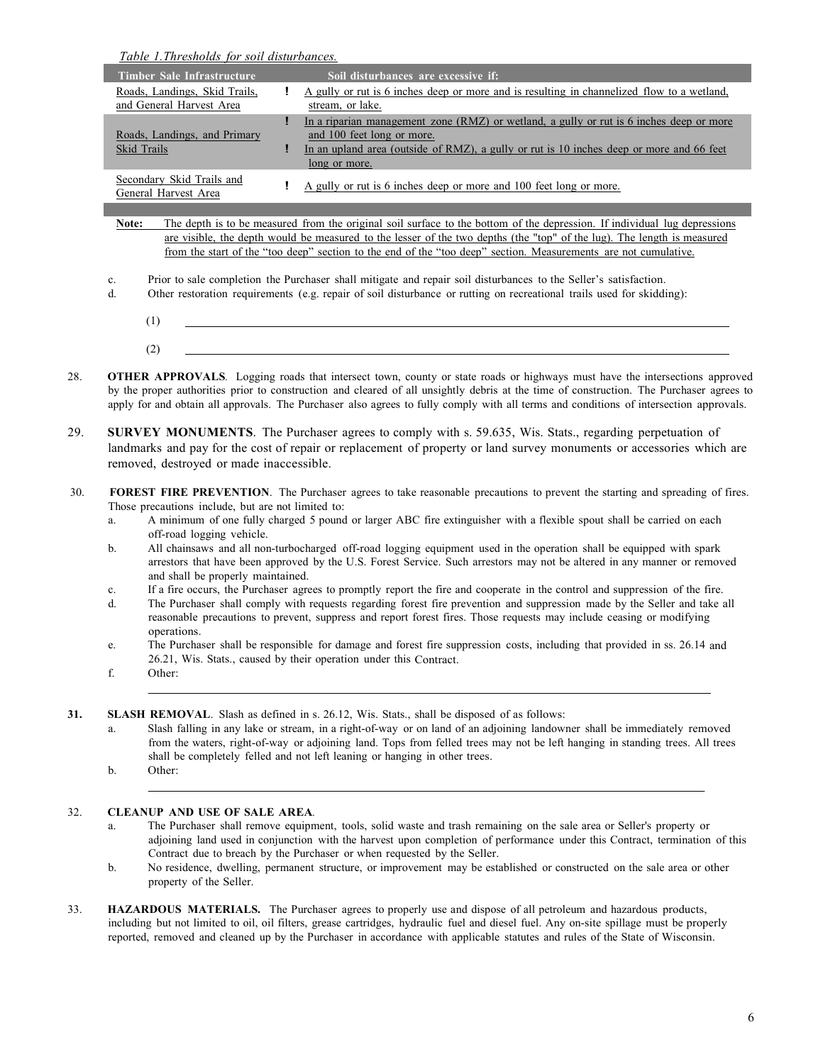*Table 1.Thresholds for soil disturbances.*

| Timber Sale Infrastructure | Soil disturbances are excessive if: |
|---|---|
| Roads, Landings, Skid Trails, and General Harvest Area | ! A gully or rut is 6 inches deep or more and is resulting in channelized flow to a wetland, stream, or lake. |
| Roads, Landings, and Primary Skid Trails | ! In a riparian management zone (RMZ) or wetland, a gully or rut is 6 inches deep or more and 100 feet long or more.<br>! In an upland area (outside of RMZ), a gully or rut is 10 inches deep or more and 66 feet long or more. |
| Secondary Skid Trails and General Harvest Area | ! A gully or rut is 6 inches deep or more and 100 feet long or more. |

**Note:** The depth is to be measured from the original soil surface to the bottom of the depression. If individual lug depressions are visible, the depth would be measured to the lesser of the two depths (the "top" of the lug). The length is measured from the start of the "too deep" section to the end of the "too deep" section. Measurements are not cumulative.

c. Prior to sale completion the Purchaser shall mitigate and repair soil disturbances to the Seller's satisfaction.

d. Other restoration requirements (e.g. repair of soil disturbance or rutting on recreational trails used for skidding):

(1) ______________________________

(2) ______________________________

28. **OTHER APPROVALS**. Logging roads that intersect town, county or state roads or highways must have the intersections approved by the proper authorities prior to construction and cleared of all unsightly debris at the time of construction. The Purchaser agrees to apply for and obtain all approvals. The Purchaser also agrees to fully comply with all terms and conditions of intersection approvals.

29. **SURVEY MONUMENTS**. The Purchaser agrees to comply with s. 59.635, Wis. Stats., regarding perpetuation of landmarks and pay for the cost of repair or replacement of property or land survey monuments or accessories which are removed, destroyed or made inaccessible.

30. **FOREST FIRE PREVENTION**. The Purchaser agrees to take reasonable precautions to prevent the starting and spreading of fires. Those precautions include, but are not limited to:

   a. A minimum of one fully charged 5 pound or larger ABC fire extinguisher with a flexible spout shall be carried on each off-road logging vehicle.

   b. All chainsaws and all non-turbocharged off-road logging equipment used in the operation shall be equipped with spark arrestors that have been approved by the U.S. Forest Service. Such arrestors may not be altered in any manner or removed and shall be properly maintained.

   c. If a fire occurs, the Purchaser agrees to promptly report the fire and cooperate in the control and suppression of the fire.

   d. The Purchaser shall comply with requests regarding forest fire prevention and suppression made by the Seller and take all reasonable precautions to prevent, suppress and report forest fires. Those requests may include ceasing or modifying operations.

   e. The Purchaser shall be responsible for damage and forest fire suppression costs, including that provided in ss. 26.14 and 26.21, Wis. Stats., caused by their operation under this Contract.

   f. Other: ______________________________

**31.** **SLASH REMOVAL**. Slash as defined in s. 26.12, Wis. Stats., shall be disposed of as follows:

   a. Slash falling in any lake or stream, in a right-of-way or on land of an adjoining landowner shall be immediately removed from the waters, right-of-way or adjoining land. Tops from felled trees may not be left hanging in standing trees. All trees shall be completely felled and not left leaning or hanging in other trees.

   b. Other: ______________________________

32. **CLEANUP AND USE OF SALE AREA**.

   a. The Purchaser shall remove equipment, tools, solid waste and trash remaining on the sale area or Seller's property or adjoining land used in conjunction with the harvest upon completion of performance under this Contract, termination of this Contract due to breach by the Purchaser or when requested by the Seller.

   b. No residence, dwelling, permanent structure, or improvement may be established or constructed on the sale area or other property of the Seller.

33. **HAZARDOUS MATERIALS.** The Purchaser agrees to properly use and dispose of all petroleum and hazardous products, including but not limited to oil, oil filters, grease cartridges, hydraulic fuel and diesel fuel. Any on-site spillage must be properly reported, removed and cleaned up by the Purchaser in accordance with applicable statutes and rules of the State of Wisconsin.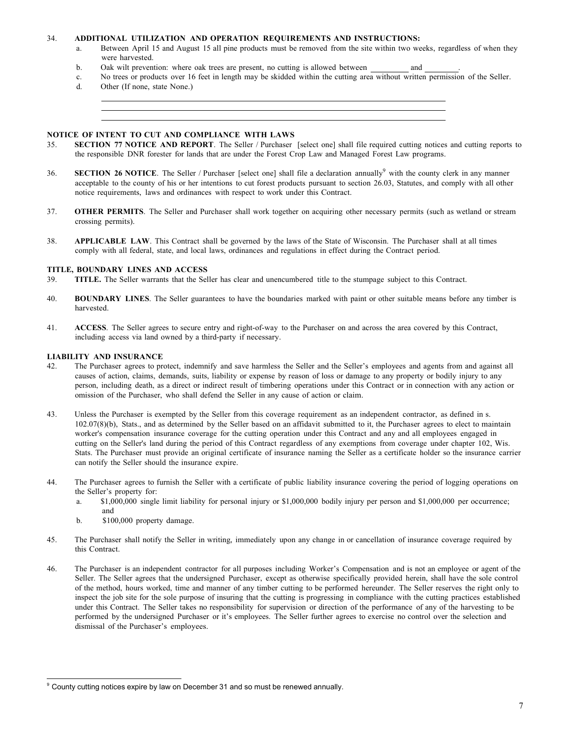34. **ADDITIONAL UTILIZATION AND OPERATION REQUIREMENTS AND INSTRUCTIONS:**
    a. Between April 15 and August 15 all pine products must be removed from the site within two weeks, regardless of when they were harvested.
    b. Oak wilt prevention: where oak trees are present, no cutting is allowed between _________ and ________.
    c. No trees or products over 16 feet in length may be skidded within the cutting area without written permission of the Seller.
    d. Other (If none, state None.)

    ____________________________________________________________

    ____________________________________________________________

    ____________________________________________________________

### NOTICE OF INTENT TO CUT AND COMPLIANCE WITH LAWS

35. **SECTION 77 NOTICE AND REPORT**. The Seller / Purchaser [select one] shall file required cutting notices and cutting reports to the responsible DNR forester for lands that are under the Forest Crop Law and Managed Forest Law programs.

36. **SECTION 26 NOTICE**. The Seller / Purchaser [select one] shall file a declaration annually[9] with the county clerk in any manner acceptable to the county of his or her intentions to cut forest products pursuant to section 26.03, Statutes, and comply with all other notice requirements, laws and ordinances with respect to work under this Contract.

37. **OTHER PERMITS**. The Seller and Purchaser shall work together on acquiring other necessary permits (such as wetland or stream crossing permits).

38. **APPLICABLE LAW**. This Contract shall be governed by the laws of the State of Wisconsin. The Purchaser shall at all times comply with all federal, state, and local laws, ordinances and regulations in effect during the Contract period.

### TITLE, BOUNDARY LINES AND ACCESS

39. **TITLE.** The Seller warrants that the Seller has clear and unencumbered title to the stumpage subject to this Contract.

40. **BOUNDARY LINES**. The Seller guarantees to have the boundaries marked with paint or other suitable means before any timber is harvested.

41. **ACCESS**. The Seller agrees to secure entry and right-of-way to the Purchaser on and across the area covered by this Contract, including access via land owned by a third-party if necessary.

### LIABILITY AND INSURANCE

42. The Purchaser agrees to protect, indemnify and save harmless the Seller and the Seller's employees and agents from and against all causes of action, claims, demands, suits, liability or expense by reason of loss or damage to any property or bodily injury to any person, including death, as a direct or indirect result of timbering operations under this Contract or in connection with any action or omission of the Purchaser, who shall defend the Seller in any cause of action or claim.

43. Unless the Purchaser is exempted by the Seller from this coverage requirement as an independent contractor, as defined in s. 102.07(8)(b), Stats., and as determined by the Seller based on an affidavit submitted to it, the Purchaser agrees to elect to maintain worker's compensation insurance coverage for the cutting operation under this Contract and any and all employees engaged in cutting on the Seller's land during the period of this Contract regardless of any exemptions from coverage under chapter 102, Wis. Stats. The Purchaser must provide an original certificate of insurance naming the Seller as a certificate holder so the insurance carrier can notify the Seller should the insurance expire.

44. The Purchaser agrees to furnish the Seller with a certificate of public liability insurance covering the period of logging operations on the Seller's property for:
    a. $1,000,000 single limit liability for personal injury or $1,000,000 bodily injury per person and $1,000,000 per occurrence; and
    b. $100,000 property damage.

45. The Purchaser shall notify the Seller in writing, immediately upon any change in or cancellation of insurance coverage required by this Contract.

46. The Purchaser is an independent contractor for all purposes including Worker's Compensation and is not an employee or agent of the Seller. The Seller agrees that the undersigned Purchaser, except as otherwise specifically provided herein, shall have the sole control of the method, hours worked, time and manner of any timber cutting to be performed hereunder. The Seller reserves the right only to inspect the job site for the sole purpose of insuring that the cutting is progressing in compliance with the cutting practices established under this Contract. The Seller takes no responsibility for supervision or direction of the performance of any of the harvesting to be performed by the undersigned Purchaser or it's employees. The Seller further agrees to exercise no control over the selection and dismissal of the Purchaser's employees.

---

[9] County cutting notices expire by law on December 31 and so must be renewed annually.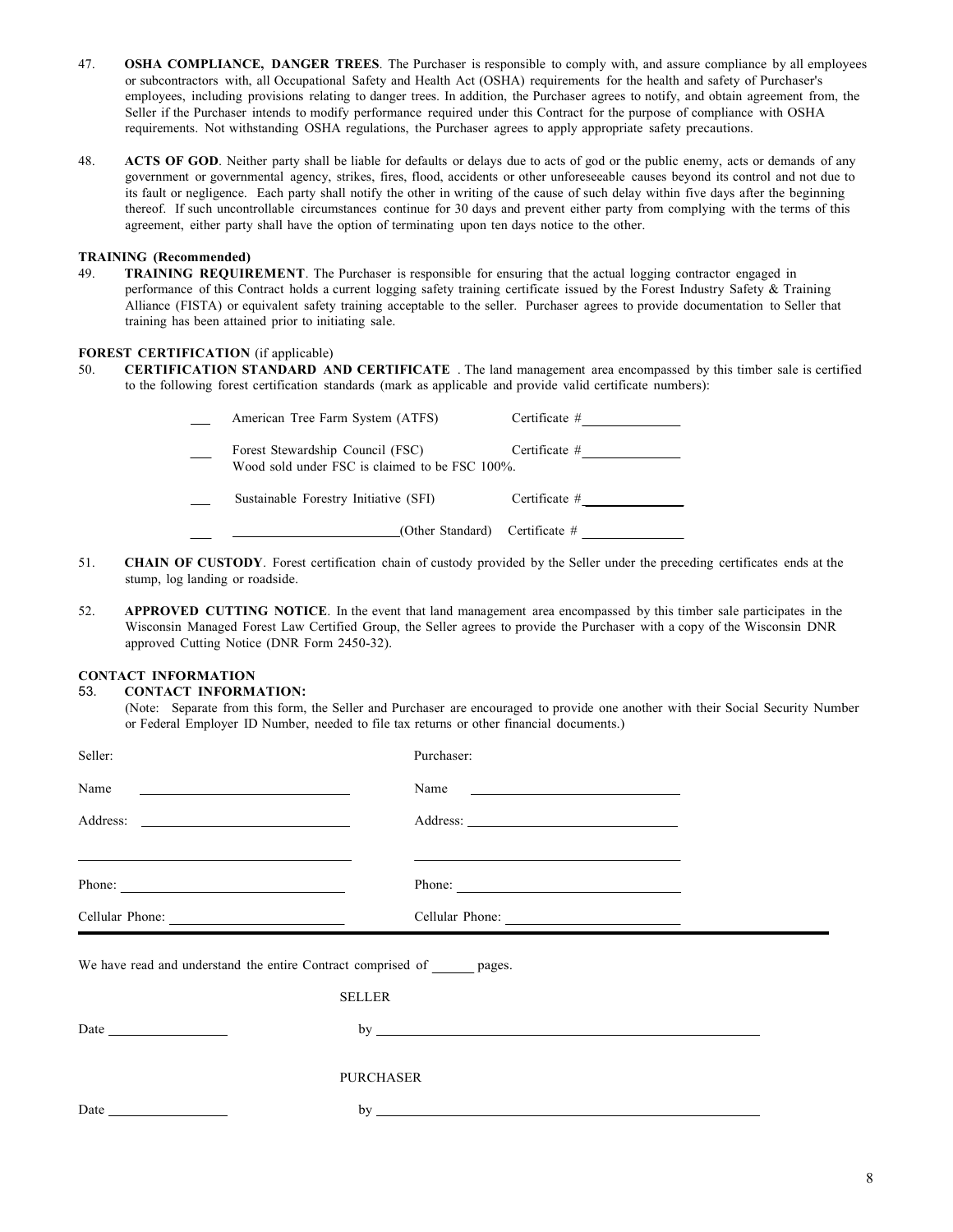47. **OSHA COMPLIANCE, DANGER TREES**. The Purchaser is responsible to comply with, and assure compliance by all employees or subcontractors with, all Occupational Safety and Health Act (OSHA) requirements for the health and safety of Purchaser's employees, including provisions relating to danger trees. In addition, the Purchaser agrees to notify, and obtain agreement from, the Seller if the Purchaser intends to modify performance required under this Contract for the purpose of compliance with OSHA requirements. Not withstanding OSHA regulations, the Purchaser agrees to apply appropriate safety precautions.

48. **ACTS OF GOD**. Neither party shall be liable for defaults or delays due to acts of god or the public enemy, acts or demands of any government or governmental agency, strikes, fires, flood, accidents or other unforeseeable causes beyond its control and not due to its fault or negligence. Each party shall notify the other in writing of the cause of such delay within five days after the beginning thereof. If such uncontrollable circumstances continue for 30 days and prevent either party from complying with the terms of this agreement, either party shall have the option of terminating upon ten days notice to the other.

**TRAINING (Recommended)**

49. **TRAINING REQUIREMENT**. The Purchaser is responsible for ensuring that the actual logging contractor engaged in performance of this Contract holds a current logging safety training certificate issued by the Forest Industry Safety & Training Alliance (FISTA) or equivalent safety training acceptable to the seller. Purchaser agrees to provide documentation to Seller that training has been attained prior to initiating sale.

**FOREST CERTIFICATION** (if applicable)

50. **CERTIFICATION STANDARD AND CERTIFICATE** . The land management area encompassed by this timber sale is certified to the following forest certification standards (mark as applicable and provide valid certificate numbers):

___ American Tree Farm System (ATFS) Certificate #______________

___ Forest Stewardship Council (FSC) Certificate #______________
Wood sold under FSC is claimed to be FSC 100%.

___ Sustainable Forestry Initiative (SFI) Certificate #______________

___ ________________________(Other Standard) Certificate #______________

51. **CHAIN OF CUSTODY**. Forest certification chain of custody provided by the Seller under the preceding certificates ends at the stump, log landing or roadside.

52. **APPROVED CUTTING NOTICE**. In the event that land management area encompassed by this timber sale participates in the Wisconsin Managed Forest Law Certified Group, the Seller agrees to provide the Purchaser with a copy of the Wisconsin DNR approved Cutting Notice (DNR Form 2450-32).

**CONTACT INFORMATION**

53. **CONTACT INFORMATION:**
(Note: Separate from this form, the Seller and Purchaser are encouraged to provide one another with their Social Security Number or Federal Employer ID Number, needed to file tax returns or other financial documents.)

| Seller: | Purchaser: |
|---|---|
| Name ______________________________ | Name ______________________________ |
| Address: ______________________________ | Address: ______________________________ |
| ______________________________ | ______________________________ |
| Phone: ______________________________ | Phone: ______________________________ |
| Cellular Phone: ______________________ | Cellular Phone: ______________________ |

We have read and understand the entire Contract comprised of ______ pages.

SELLER

Date ________________ by ______________________________________________

PURCHASER

Date ________________ by ______________________________________________